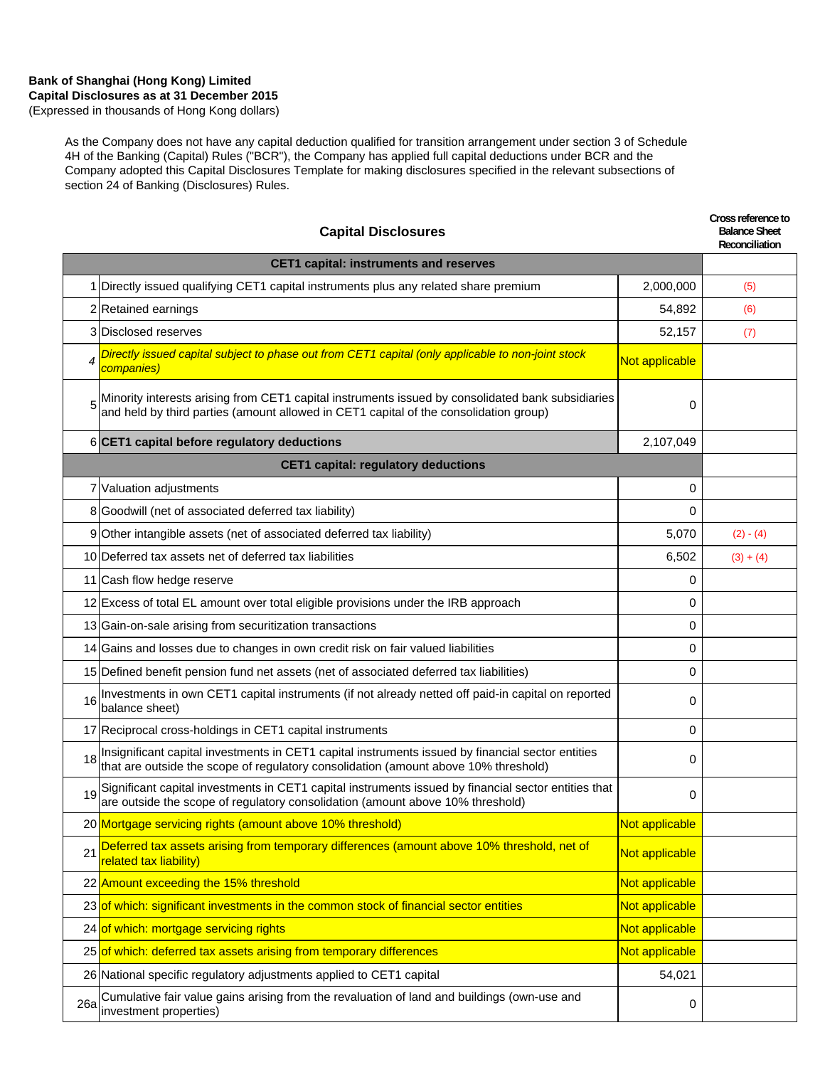**Bank of Shanghai (Hong Kong) Limited**
**Capital Disclosures as at 31 December 2015**
(Expressed in thousands of Hong Kong dollars)

As the Company does not have any capital deduction qualified for transition arrangement under section 3 of Schedule 4H of the Banking (Capital) Rules ("BCR"), the Company has applied full capital deductions under BCR and the Company adopted this Capital Disclosures Template for making disclosures specified in the relevant subsections of section 24 of Banking (Disclosures) Rules.

## Capital Disclosures

| | | | Cross reference to Balance Sheet Reconciliation |
|---|---|---|---|
| | **CET1 capital: instruments and reserves** | | |
| 1 | Directly issued qualifying CET1 capital instruments plus any related share premium | 2,000,000 | (5) |
| 2 | Retained earnings | 54,892 | (6) |
| 3 | Disclosed reserves | 52,157 | (7) |
| *4* | *Directly issued capital subject to phase out from CET1 capital (only applicable to non-joint stock companies)* | Not applicable | |
| 5 | Minority interests arising from CET1 capital instruments issued by consolidated bank subsidiaries and held by third parties (amount allowed in CET1 capital of the consolidation group) | 0 | |
| 6 | **CET1 capital before regulatory deductions** | 2,107,049 | |
| | **CET1 capital: regulatory deductions** | | |
| 7 | Valuation adjustments | 0 | |
| 8 | Goodwill (net of associated deferred tax liability) | 0 | |
| 9 | Other intangible assets (net of associated deferred tax liability) | 5,070 | (2) - (4) |
| 10 | Deferred tax assets net of deferred tax liabilities | 6,502 | (3) + (4) |
| 11 | Cash flow hedge reserve | 0 | |
| 12 | Excess of total EL amount over total eligible provisions under the IRB approach | 0 | |
| 13 | Gain-on-sale arising from securitization transactions | 0 | |
| 14 | Gains and losses due to changes in own credit risk on fair valued liabilities | 0 | |
| 15 | Defined benefit pension fund net assets (net of associated deferred tax liabilities) | 0 | |
| 16 | Investments in own CET1 capital instruments (if not already netted off paid-in capital on reported balance sheet) | 0 | |
| 17 | Reciprocal cross-holdings in CET1 capital instruments | 0 | |
| 18 | Insignificant capital investments in CET1 capital instruments issued by financial sector entities that are outside the scope of regulatory consolidation (amount above 10% threshold) | 0 | |
| 19 | Significant capital investments in CET1 capital instruments issued by financial sector entities that are outside the scope of regulatory consolidation (amount above 10% threshold) | 0 | |
| 20 | Mortgage servicing rights (amount above 10% threshold) | Not applicable | |
| 21 | Deferred tax assets arising from temporary differences (amount above 10% threshold, net of related tax liability) | Not applicable | |
| 22 | Amount exceeding the 15% threshold | Not applicable | |
| 23 | of which: significant investments in the common stock of financial sector entities | Not applicable | |
| 24 | of which: mortgage servicing rights | Not applicable | |
| 25 | of which: deferred tax assets arising from temporary differences | Not applicable | |
| 26 | National specific regulatory adjustments applied to CET1 capital | 54,021 | |
| 26a | Cumulative fair value gains arising from the revaluation of land and buildings (own-use and investment properties) | 0 | |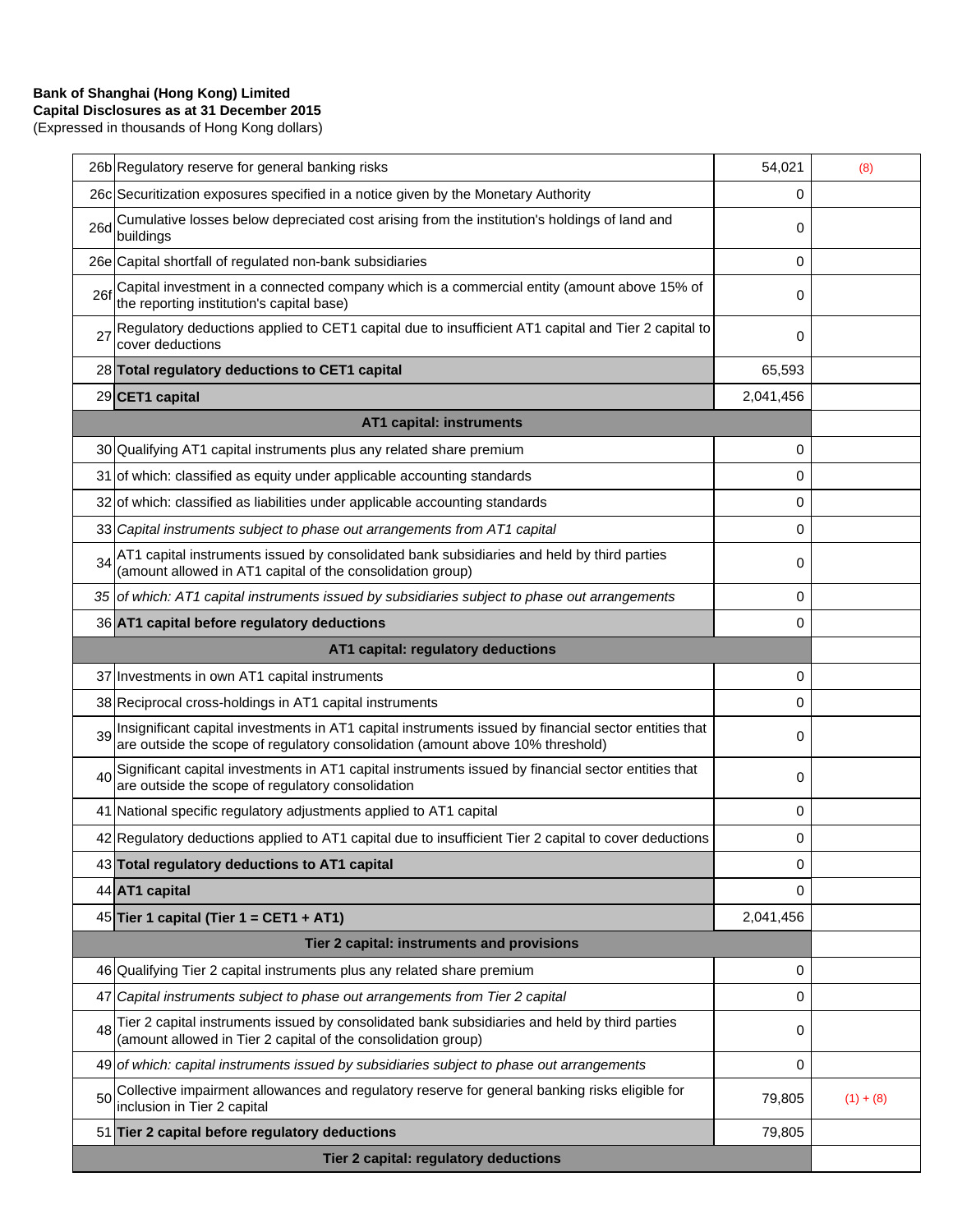**Bank of Shanghai (Hong Kong) Limited**
**Capital Disclosures as at 31 December 2015**
(Expressed in thousands of Hong Kong dollars)

| | | | |
|---|---|---|---|
| 26b | Regulatory reserve for general banking risks | 54,021 | (8) |
| 26c | Securitization exposures specified in a notice given by the Monetary Authority | 0 | |
| 26d | Cumulative losses below depreciated cost arising from the institution's holdings of land and buildings | 0 | |
| 26e | Capital shortfall of regulated non-bank subsidiaries | 0 | |
| 26f | Capital investment in a connected company which is a commercial entity (amount above 15% of the reporting institution's capital base) | 0 | |
| 27 | Regulatory deductions applied to CET1 capital due to insufficient AT1 capital and Tier 2 capital to cover deductions | 0 | |
| 28 | **Total regulatory deductions to CET1 capital** | 65,593 | |
| 29 | **CET1 capital** | 2,041,456 | |
| | **AT1 capital: instruments** | | |
| 30 | Qualifying AT1 capital instruments plus any related share premium | 0 | |
| 31 | of which: classified as equity under applicable accounting standards | 0 | |
| 32 | of which: classified as liabilities under applicable accounting standards | 0 | |
| 33 | *Capital instruments subject to phase out arrangements from AT1 capital* | 0 | |
| 34 | AT1 capital instruments issued by consolidated bank subsidiaries and held by third parties (amount allowed in AT1 capital of the consolidation group) | 0 | |
| *35* | *of which: AT1 capital instruments issued by subsidiaries subject to phase out arrangements* | 0 | |
| 36 | **AT1 capital before regulatory deductions** | 0 | |
| | **AT1 capital: regulatory deductions** | | |
| 37 | Investments in own AT1 capital instruments | 0 | |
| 38 | Reciprocal cross-holdings in AT1 capital instruments | 0 | |
| 39 | Insignificant capital investments in AT1 capital instruments issued by financial sector entities that are outside the scope of regulatory consolidation (amount above 10% threshold) | 0 | |
| 40 | Significant capital investments in AT1 capital instruments issued by financial sector entities that are outside the scope of regulatory consolidation | 0 | |
| 41 | National specific regulatory adjustments applied to AT1 capital | 0 | |
| 42 | Regulatory deductions applied to AT1 capital due to insufficient Tier 2 capital to cover deductions | 0 | |
| 43 | **Total regulatory deductions to AT1 capital** | 0 | |
| 44 | **AT1 capital** | 0 | |
| 45 | **Tier 1 capital (Tier 1 = CET1 + AT1)** | 2,041,456 | |
| | **Tier 2 capital: instruments and provisions** | | |
| 46 | Qualifying Tier 2 capital instruments plus any related share premium | 0 | |
| 47 | *Capital instruments subject to phase out arrangements from Tier 2 capital* | 0 | |
| 48 | Tier 2 capital instruments issued by consolidated bank subsidiaries and held by third parties (amount allowed in Tier 2 capital of the consolidation group) | 0 | |
| 49 | *of which: capital instruments issued by subsidiaries subject to phase out arrangements* | 0 | |
| 50 | Collective impairment allowances and regulatory reserve for general banking risks eligible for inclusion in Tier 2 capital | 79,805 | (1) + (8) |
| 51 | **Tier 2 capital before regulatory deductions** | 79,805 | |
| | **Tier 2 capital: regulatory deductions** | | |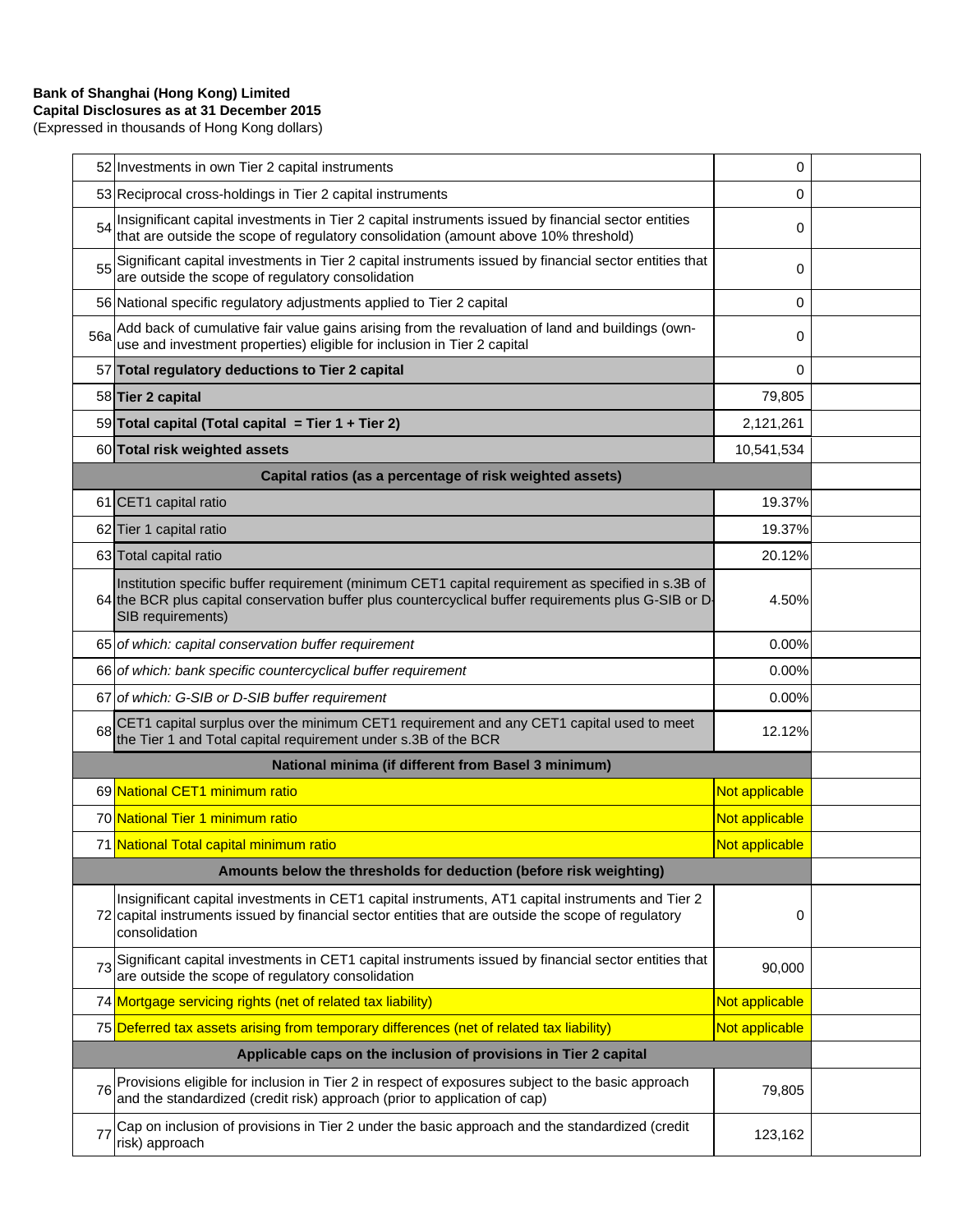**Bank of Shanghai (Hong Kong) Limited**
**Capital Disclosures as at 31 December 2015**
(Expressed in thousands of Hong Kong dollars)

| | | | |
|---|---|---|---|
| 52 | Investments in own Tier 2 capital instruments | 0 | |
| 53 | Reciprocal cross-holdings in Tier 2 capital instruments | 0 | |
| 54 | Insignificant capital investments in Tier 2 capital instruments issued by financial sector entities that are outside the scope of regulatory consolidation (amount above 10% threshold) | 0 | |
| 55 | Significant capital investments in Tier 2 capital instruments issued by financial sector entities that are outside the scope of regulatory consolidation | 0 | |
| 56 | National specific regulatory adjustments applied to Tier 2 capital | 0 | |
| 56a | Add back of cumulative fair value gains arising from the revaluation of land and buildings (own-use and investment properties) eligible for inclusion in Tier 2 capital | 0 | |
| 57 | **Total regulatory deductions to Tier 2 capital** | 0 | |
| 58 | **Tier 2 capital** | 79,805 | |
| 59 | **Total capital (Total capital = Tier 1 + Tier 2)** | 2,121,261 | |
| 60 | **Total risk weighted assets** | 10,541,534 | |
| | **Capital ratios (as a percentage of risk weighted assets)** | | |
| 61 | CET1 capital ratio | 19.37% | |
| 62 | Tier 1 capital ratio | 19.37% | |
| 63 | Total capital ratio | 20.12% | |
| 64 | Institution specific buffer requirement (minimum CET1 capital requirement as specified in s.3B of the BCR plus capital conservation buffer plus countercyclical buffer requirements plus G-SIB or D-SIB requirements) | 4.50% | |
| 65 | *of which: capital conservation buffer requirement* | 0.00% | |
| 66 | *of which: bank specific countercyclical buffer requirement* | 0.00% | |
| 67 | *of which: G-SIB or D-SIB buffer requirement* | 0.00% | |
| 68 | CET1 capital surplus over the minimum CET1 requirement and any CET1 capital used to meet the Tier 1 and Total capital requirement under s.3B of the BCR | 12.12% | |
| | **National minima (if different from Basel 3 minimum)** | | |
| 69 | National CET1 minimum ratio | Not applicable | |
| 70 | National Tier 1 minimum ratio | Not applicable | |
| 71 | National Total capital minimum ratio | Not applicable | |
| | **Amounts below the thresholds for deduction (before risk weighting)** | | |
| 72 | Insignificant capital investments in CET1 capital instruments, AT1 capital instruments and Tier 2 capital instruments issued by financial sector entities that are outside the scope of regulatory consolidation | 0 | |
| 73 | Significant capital investments in CET1 capital instruments issued by financial sector entities that are outside the scope of regulatory consolidation | 90,000 | |
| 74 | Mortgage servicing rights (net of related tax liability) | Not applicable | |
| 75 | Deferred tax assets arising from temporary differences (net of related tax liability) | Not applicable | |
| | **Applicable caps on the inclusion of provisions in Tier 2 capital** | | |
| 76 | Provisions eligible for inclusion in Tier 2 in respect of exposures subject to the basic approach and the standardized (credit risk) approach (prior to application of cap) | 79,805 | |
| 77 | Cap on inclusion of provisions in Tier 2 under the basic approach and the standardized (credit risk) approach | 123,162 | |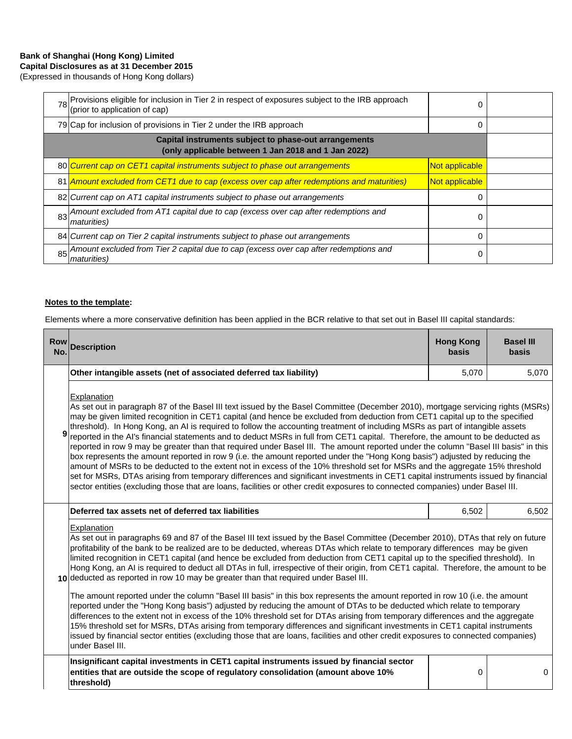**Bank of Shanghai (Hong Kong) Limited**
**Capital Disclosures as at 31 December 2015**
(Expressed in thousands of Hong Kong dollars)

| | | | |
|---|---|---|---|
| 78 | Provisions eligible for inclusion in Tier 2 in respect of exposures subject to the IRB approach (prior to application of cap) | 0 | |
| 79 | Cap for inclusion of provisions in Tier 2 under the IRB approach | 0 | |
| | **Capital instruments subject to phase-out arrangements (only applicable between 1 Jan 2018 and 1 Jan 2022)** | | |
| 80 | *Current cap on CET1 capital instruments subject to phase out arrangements* | Not applicable | |
| 81 | *Amount excluded from CET1 due to cap (excess over cap after redemptions and maturities)* | Not applicable | |
| 82 | *Current cap on AT1 capital instruments subject to phase out arrangements* | 0 | |
| 83 | *Amount excluded from AT1 capital due to cap (excess over cap after redemptions and maturities)* | 0 | |
| 84 | *Current cap on Tier 2 capital instruments subject to phase out arrangements* | 0 | |
| 85 | *Amount excluded from Tier 2 capital due to cap (excess over cap after redemptions and maturities)* | 0 | |

**Notes to the template:**

Elements where a more conservative definition has been applied in the BCR relative to that set out in Basel III capital standards:

| Row No. | Description | Hong Kong basis | Basel III basis |
|---|---|---|---|
| 9 | **Other intangible assets (net of associated deferred tax liability)** | 5,070 | 5,070 |
| | Explanation<br>As set out in paragraph 87 of the Basel III text issued by the Basel Committee (December 2010), mortgage servicing rights (MSRs) may be given limited recognition in CET1 capital (and hence be excluded from deduction from CET1 capital up to the specified threshold). In Hong Kong, an AI is required to follow the accounting treatment of including MSRs as part of intangible assets reported in the AI's financial statements and to deduct MSRs in full from CET1 capital. Therefore, the amount to be deducted as reported in row 9 may be greater than that required under Basel III. The amount reported under the column "Basel III basis" in this box represents the amount reported in row 9 (i.e. the amount reported under the "Hong Kong basis") adjusted by reducing the amount of MSRs to be deducted to the extent not in excess of the 10% threshold set for MSRs and the aggregate 15% threshold set for MSRs, DTAs arising from temporary differences and significant investments in CET1 capital instruments issued by financial sector entities (excluding those that are loans, facilities or other credit exposures to connected companies) under Basel III. | | |
| 10 | **Deferred tax assets net of deferred tax liabilities** | 6,502 | 6,502 |
| | Explanation<br>As set out in paragraphs 69 and 87 of the Basel III text issued by the Basel Committee (December 2010), DTAs that rely on future profitability of the bank to be realized are to be deducted, whereas DTAs which relate to temporary differences may be given limited recognition in CET1 capital (and hence be excluded from deduction from CET1 capital up to the specified threshold). In Hong Kong, an AI is required to deduct all DTAs in full, irrespective of their origin, from CET1 capital. Therefore, the amount to be deducted as reported in row 10 may be greater than that required under Basel III.<br><br>The amount reported under the column "Basel III basis" in this box represents the amount reported in row 10 (i.e. the amount reported under the "Hong Kong basis") adjusted by reducing the amount of DTAs to be deducted which relate to temporary differences to the extent not in excess of the 10% threshold set for DTAs arising from temporary differences and the aggregate 15% threshold set for MSRs, DTAs arising from temporary differences and significant investments in CET1 capital instruments issued by financial sector entities (excluding those that are loans, facilities and other credit exposures to connected companies) under Basel III. | | |
| | **Insignificant capital investments in CET1 capital instruments issued by financial sector entities that are outside the scope of regulatory consolidation (amount above 10% threshold)** | 0 | 0 |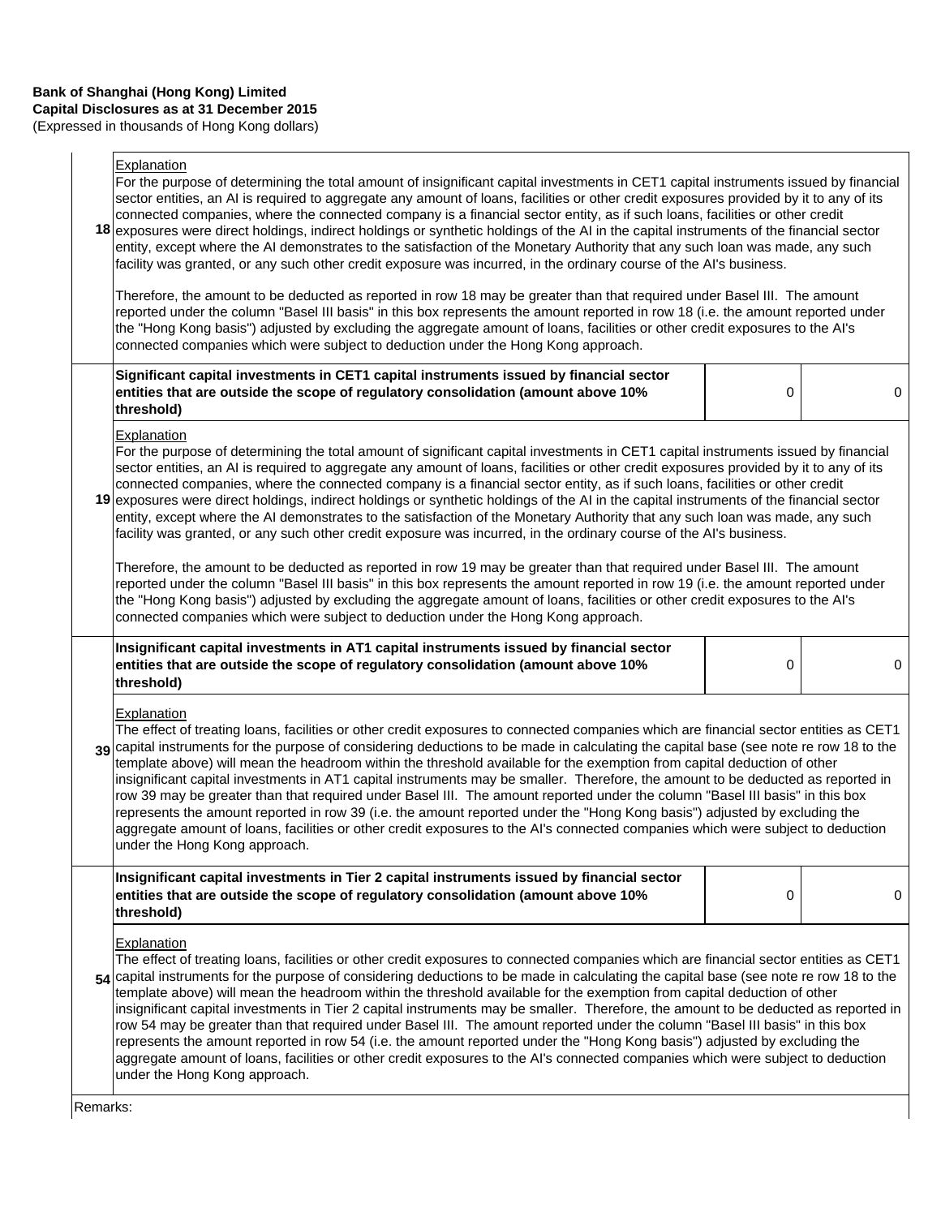**Bank of Shanghai (Hong Kong) Limited**
**Capital Disclosures as at 31 December 2015**
(Expressed in thousands of Hong Kong dollars)

| Row | Description | | |
|---|---|---|---|
| 18 | Explanation<br>For the purpose of determining the total amount of insignificant capital investments in CET1 capital instruments issued by financial sector entities, an AI is required to aggregate any amount of loans, facilities or other credit exposures provided by it to any of its connected companies, where the connected company is a financial sector entity, as if such loans, facilities or other credit exposures were direct holdings, indirect holdings or synthetic holdings of the AI in the capital instruments of the financial sector entity, except where the AI demonstrates to the satisfaction of the Monetary Authority that any such loan was made, any such facility was granted, or any such other credit exposure was incurred, in the ordinary course of the AI's business.<br><br>Therefore, the amount to be deducted as reported in row 18 may be greater than that required under Basel III. The amount reported under the column "Basel III basis" in this box represents the amount reported in row 18 (i.e. the amount reported under the "Hong Kong basis") adjusted by excluding the aggregate amount of loans, facilities or other credit exposures to the AI's connected companies which were subject to deduction under the Hong Kong approach. | | |
| | **Significant capital investments in CET1 capital instruments issued by financial sector entities that are outside the scope of regulatory consolidation (amount above 10% threshold)** | 0 | 0 |
| 19 | Explanation<br>For the purpose of determining the total amount of significant capital investments in CET1 capital instruments issued by financial sector entities, an AI is required to aggregate any amount of loans, facilities or other credit exposures provided by it to any of its connected companies, where the connected company is a financial sector entity, as if such loans, facilities or other credit exposures were direct holdings, indirect holdings or synthetic holdings of the AI in the capital instruments of the financial sector entity, except where the AI demonstrates to the satisfaction of the Monetary Authority that any such loan was made, any such facility was granted, or any such other credit exposure was incurred, in the ordinary course of the AI's business.<br><br>Therefore, the amount to be deducted as reported in row 19 may be greater than that required under Basel III. The amount reported under the column "Basel III basis" in this box represents the amount reported in row 19 (i.e. the amount reported under the "Hong Kong basis") adjusted by excluding the aggregate amount of loans, facilities or other credit exposures to the AI's connected companies which were subject to deduction under the Hong Kong approach. | | |
| | **Insignificant capital investments in AT1 capital instruments issued by financial sector entities that are outside the scope of regulatory consolidation (amount above 10% threshold)** | 0 | 0 |
| 39 | Explanation<br>The effect of treating loans, facilities or other credit exposures to connected companies which are financial sector entities as CET1 capital instruments for the purpose of considering deductions to be made in calculating the capital base (see note re row 18 to the template above) will mean the headroom within the threshold available for the exemption from capital deduction of other insignificant capital investments in AT1 capital instruments may be smaller. Therefore, the amount to be deducted as reported in row 39 may be greater than that required under Basel III. The amount reported under the column "Basel III basis" in this box represents the amount reported in row 39 (i.e. the amount reported under the "Hong Kong basis") adjusted by excluding the aggregate amount of loans, facilities or other credit exposures to the AI's connected companies which were subject to deduction under the Hong Kong approach. | | |
| | **Insignificant capital investments in Tier 2 capital instruments issued by financial sector entities that are outside the scope of regulatory consolidation (amount above 10% threshold)** | 0 | 0 |
| 54 | Explanation<br>The effect of treating loans, facilities or other credit exposures to connected companies which are financial sector entities as CET1 capital instruments for the purpose of considering deductions to be made in calculating the capital base (see note re row 18 to the template above) will mean the headroom within the threshold available for the exemption from capital deduction of other insignificant capital investments in Tier 2 capital instruments may be smaller. Therefore, the amount to be deducted as reported in row 54 may be greater than that required under Basel III. The amount reported under the column "Basel III basis" in this box represents the amount reported in row 54 (i.e. the amount reported under the "Hong Kong basis") adjusted by excluding the aggregate amount of loans, facilities or other credit exposures to the AI's connected companies which were subject to deduction under the Hong Kong approach. | | |

Remarks: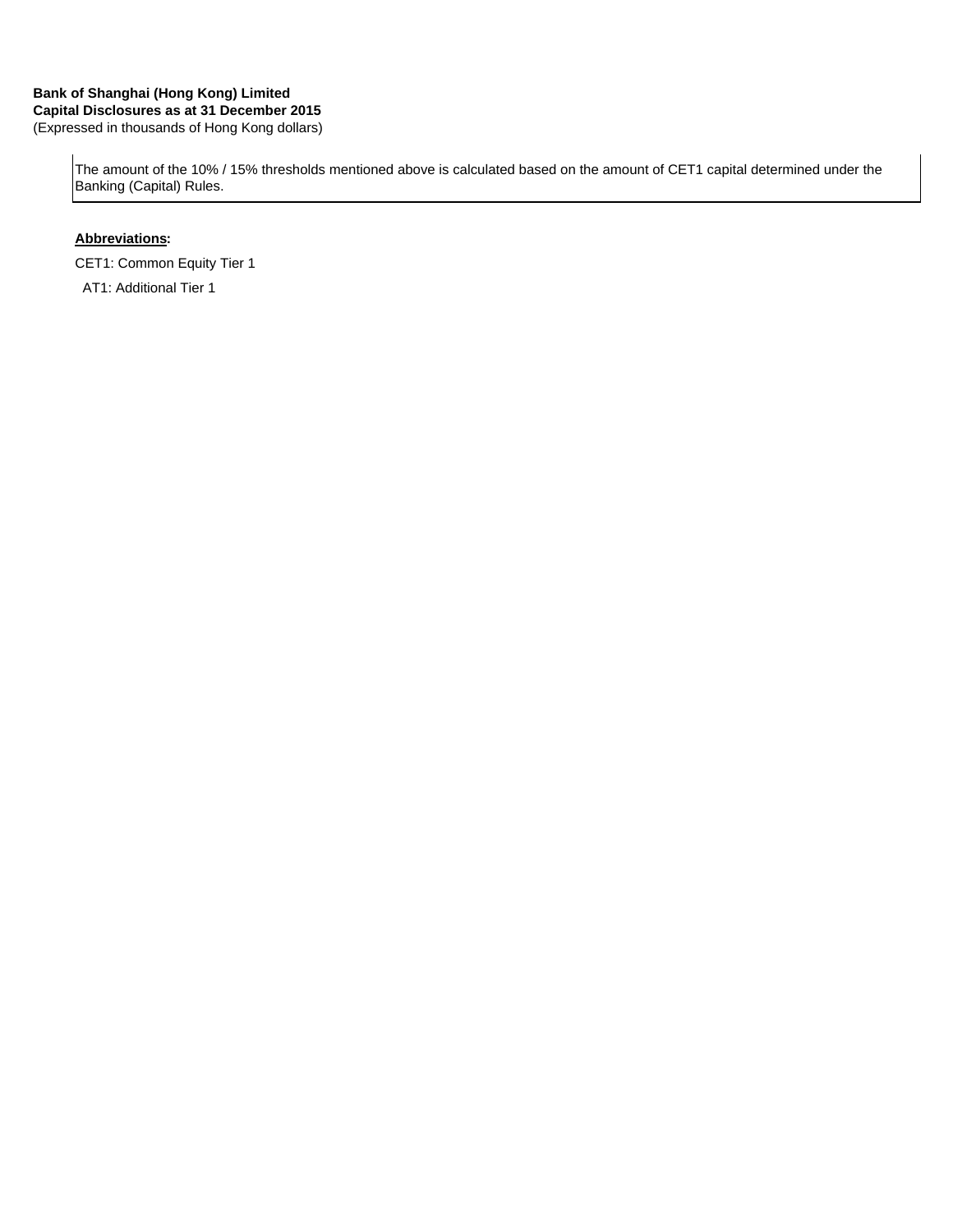The amount of the 10% / 15% thresholds mentioned above is calculated based on the amount of CET1 capital determined under the Banking (Capital) Rules.

**Abbreviations:**

CET1: Common Equity Tier 1

AT1: Additional Tier 1